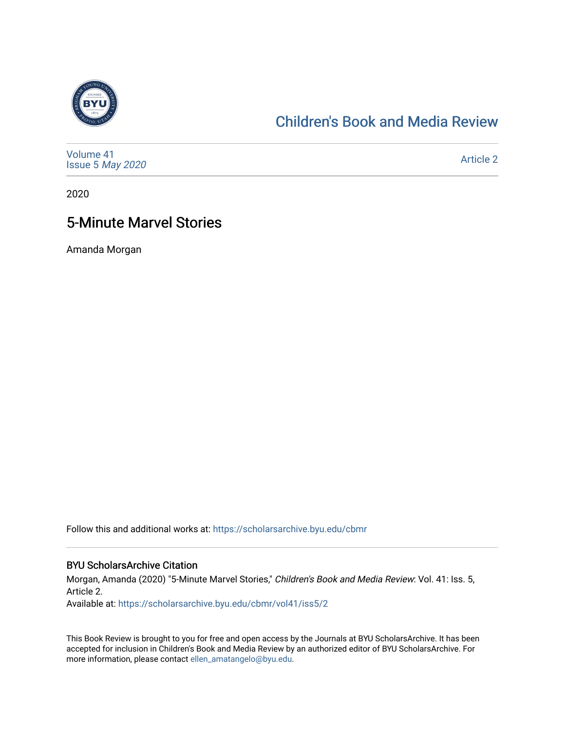Children's Book and Media Review

Volume 41
Issue 5 *May 2020*

Article 2

2020

# 5-Minute Marvel Stories

Amanda Morgan

Follow this and additional works at: https://scholarsarchive.byu.edu/cbmr

## BYU ScholarsArchive Citation

Morgan, Amanda (2020) "5-Minute Marvel Stories," *Children's Book and Media Review*: Vol. 41: Iss. 5, Article 2.
Available at: https://scholarsarchive.byu.edu/cbmr/vol41/iss5/2

This Book Review is brought to you for free and open access by the Journals at BYU ScholarsArchive. It has been accepted for inclusion in Children's Book and Media Review by an authorized editor of BYU ScholarsArchive. For more information, please contact ellen_amatangelo@byu.edu.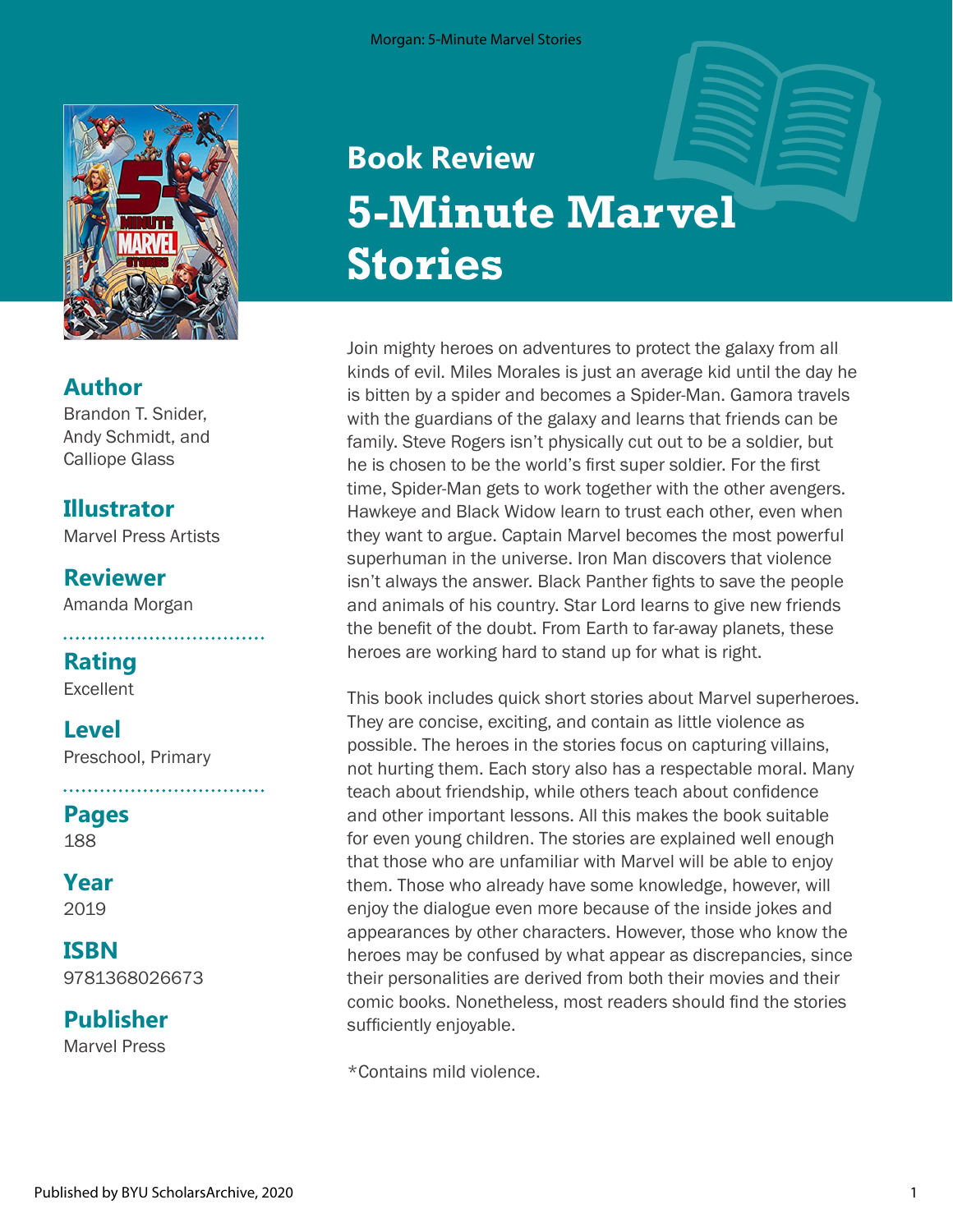# Book Review

# 5-Minute Marvel Stories

**Author**
Brandon T. Snider, Andy Schmidt, and Calliope Glass

**Illustrator**
Marvel Press Artists

**Reviewer**
Amanda Morgan

**Rating**
Excellent

**Level**
Preschool, Primary

**Pages**
188

**Year**
2019

**ISBN**
9781368026673

**Publisher**
Marvel Press

Join mighty heroes on adventures to protect the galaxy from all kinds of evil. Miles Morales is just an average kid until the day he is bitten by a spider and becomes a Spider-Man. Gamora travels with the guardians of the galaxy and learns that friends can be family. Steve Rogers isn't physically cut out to be a soldier, but he is chosen to be the world's first super soldier. For the first time, Spider-Man gets to work together with the other avengers. Hawkeye and Black Widow learn to trust each other, even when they want to argue. Captain Marvel becomes the most powerful superhuman in the universe. Iron Man discovers that violence isn't always the answer. Black Panther fights to save the people and animals of his country. Star Lord learns to give new friends the benefit of the doubt. From Earth to far-away planets, these heroes are working hard to stand up for what is right.

This book includes quick short stories about Marvel superheroes. They are concise, exciting, and contain as little violence as possible. The heroes in the stories focus on capturing villains, not hurting them. Each story also has a respectable moral. Many teach about friendship, while others teach about confidence and other important lessons. All this makes the book suitable for even young children. The stories are explained well enough that those who are unfamiliar with Marvel will be able to enjoy them. Those who already have some knowledge, however, will enjoy the dialogue even more because of the inside jokes and appearances by other characters. However, those who know the heroes may be confused by what appear as discrepancies, since their personalities are derived from both their movies and their comic books. Nonetheless, most readers should find the stories sufficiently enjoyable.

*Contains mild violence.